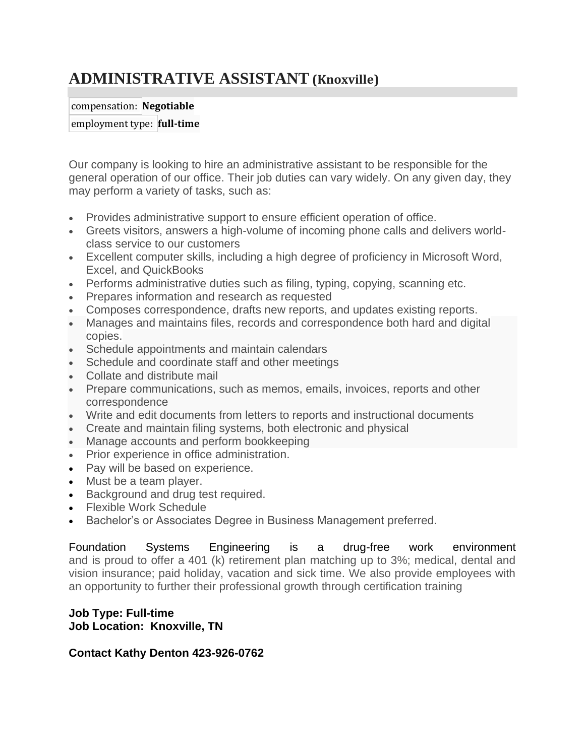# ADMINISTRATIVE ASSISTANT (Knoxville)

| compensation: | **Negotiable** |
|---|---|
| employment type: | **full-time** |

Our company is looking to hire an administrative assistant to be responsible for the general operation of our office. Their job duties can vary widely. On any given day, they may perform a variety of tasks, such as:

- Provides administrative support to ensure efficient operation of office.
- Greets visitors, answers a high-volume of incoming phone calls and delivers world-class service to our customers
- Excellent computer skills, including a high degree of proficiency in Microsoft Word, Excel, and QuickBooks
- Performs administrative duties such as filing, typing, copying, scanning etc.
- Prepares information and research as requested
- Composes correspondence, drafts new reports, and updates existing reports.
- Manages and maintains files, records and correspondence both hard and digital copies.
- Schedule appointments and maintain calendars
- Schedule and coordinate staff and other meetings
- Collate and distribute mail
- Prepare communications, such as memos, emails, invoices, reports and other correspondence
- Write and edit documents from letters to reports and instructional documents
- Create and maintain filing systems, both electronic and physical
- Manage accounts and perform bookkeeping
- Prior experience in office administration.
- Pay will be based on experience.
- Must be a team player.
- Background and drug test required.
- Flexible Work Schedule
- Bachelor's or Associates Degree in Business Management preferred.

Foundation Systems Engineering is a drug-free work environment and is proud to offer a 401 (k) retirement plan matching up to 3%; medical, dental and vision insurance; paid holiday, vacation and sick time. We also provide employees with an opportunity to further their professional growth through certification training

**Job Type: Full-time**
**Job Location: Knoxville, TN**

**Contact Kathy Denton 423-926-0762**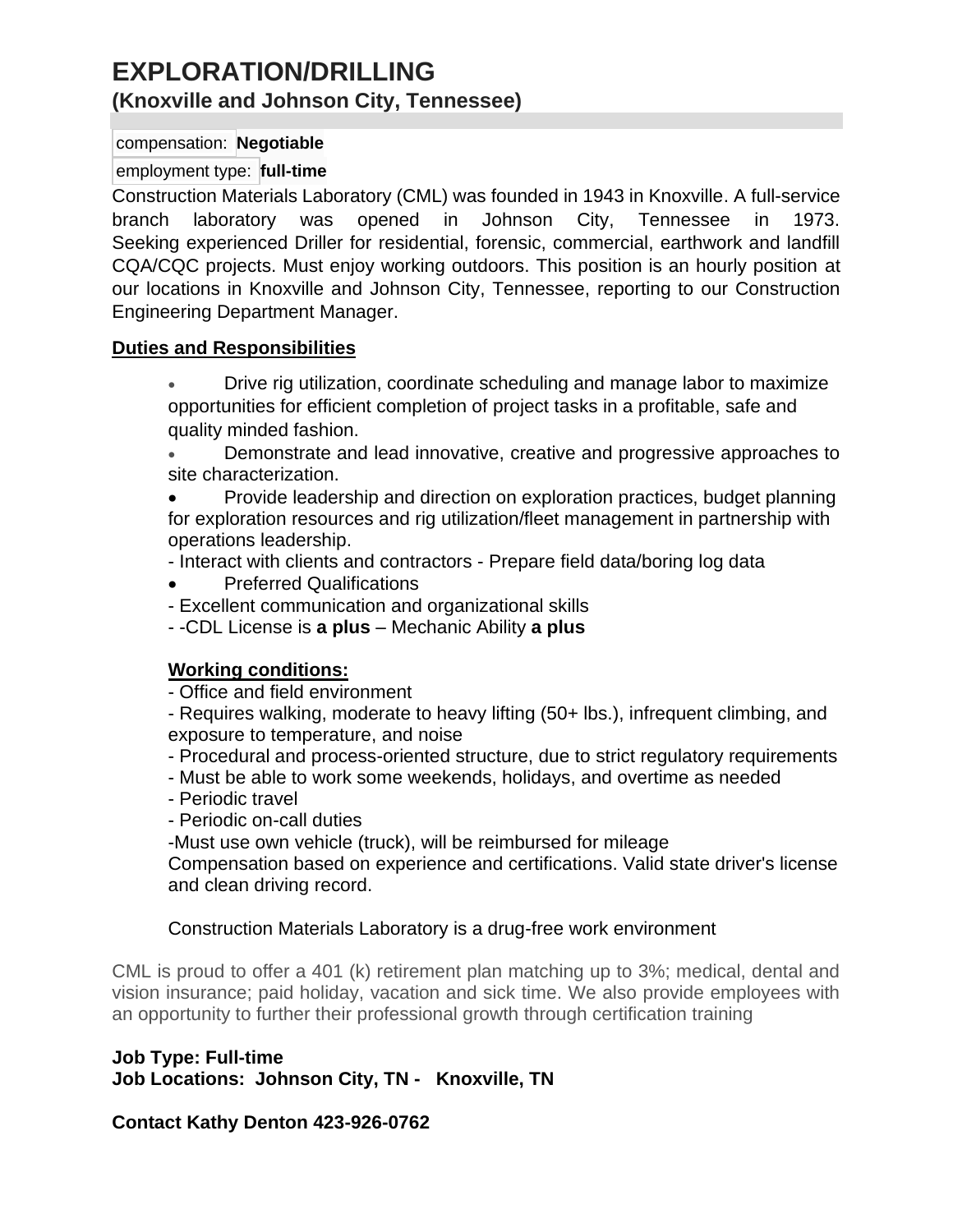# EXPLORATION/DRILLING

## (Knoxville and Johnson City, Tennessee)

compensation: **Negotiable**

employment type: **full-time**

Construction Materials Laboratory (CML) was founded in 1943 in Knoxville. A full-service branch laboratory was opened in Johnson City, Tennessee in 1973. Seeking experienced Driller for residential, forensic, commercial, earthwork and landfill CQA/CQC projects. Must enjoy working outdoors. This position is an hourly position at our locations in Knoxville and Johnson City, Tennessee, reporting to our Construction Engineering Department Manager.

**Duties and Responsibilities**

- Drive rig utilization, coordinate scheduling and manage labor to maximize opportunities for efficient completion of project tasks in a profitable, safe and quality minded fashion.
- Demonstrate and lead innovative, creative and progressive approaches to site characterization.
- Provide leadership and direction on exploration practices, budget planning for exploration resources and rig utilization/fleet management in partnership with operations leadership.

- Interact with clients and contractors - Prepare field data/boring log data

- Preferred Qualifications

- Excellent communication and organizational skills
- -CDL License is **a plus** – Mechanic Ability **a plus**

**Working conditions:**

- Office and field environment
- Requires walking, moderate to heavy lifting (50+ lbs.), infrequent climbing, and exposure to temperature, and noise
- Procedural and process-oriented structure, due to strict regulatory requirements
- Must be able to work some weekends, holidays, and overtime as needed
- Periodic travel
- Periodic on-call duties

-Must use own vehicle (truck), will be reimbursed for mileage
Compensation based on experience and certifications. Valid state driver's license and clean driving record.

Construction Materials Laboratory is a drug-free work environment

CML is proud to offer a 401 (k) retirement plan matching up to 3%; medical, dental and vision insurance; paid holiday, vacation and sick time. We also provide employees with an opportunity to further their professional growth through certification training

**Job Type: Full-time**
**Job Locations: Johnson City, TN - Knoxville, TN**

**Contact Kathy Denton 423-926-0762**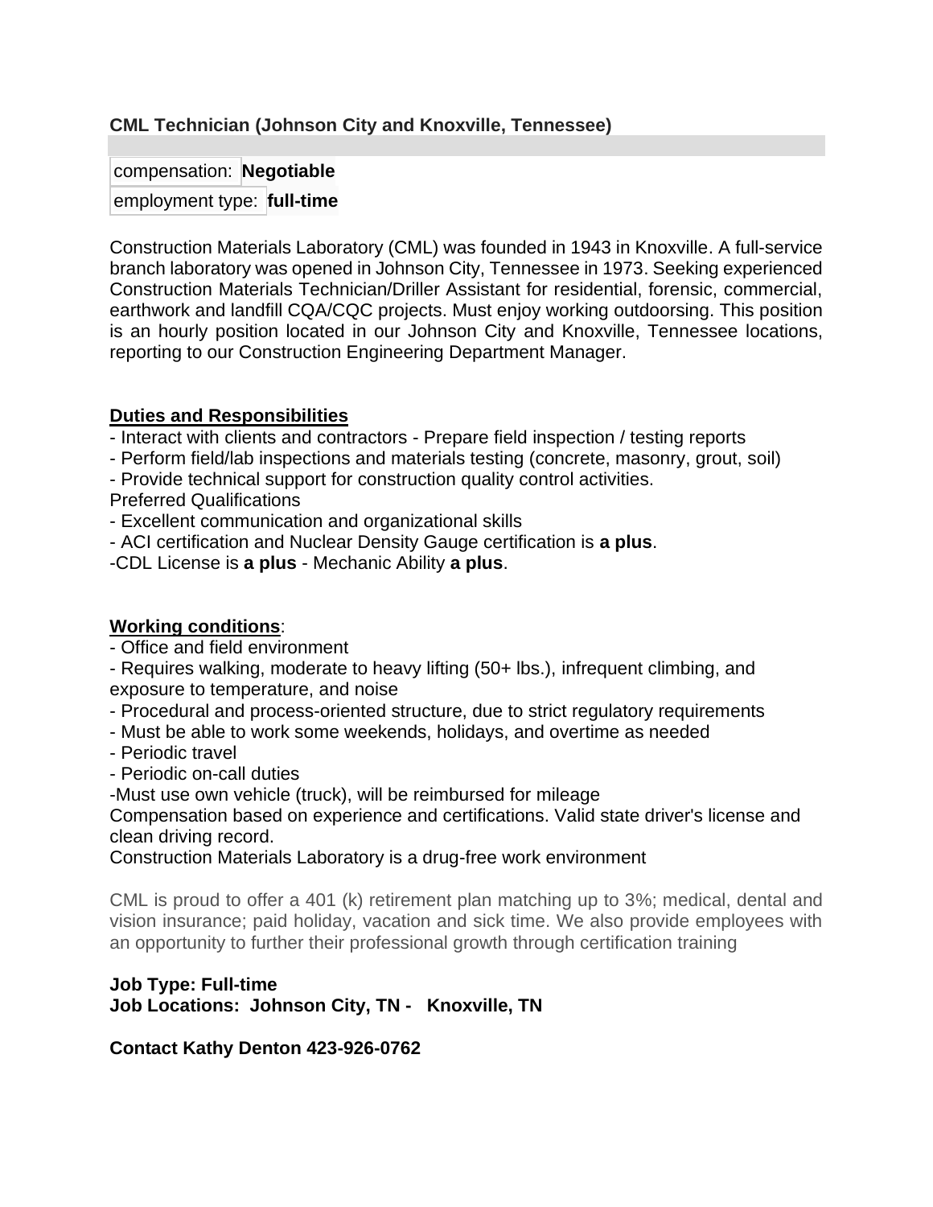**CML Technician (Johnson City and Knoxville, Tennessee)**

| | |
|---|---|
| compensation: | **Negotiable** |
| employment type: | **full-time** |

Construction Materials Laboratory (CML) was founded in 1943 in Knoxville. A full-service branch laboratory was opened in Johnson City, Tennessee in 1973. Seeking experienced Construction Materials Technician/Driller Assistant for residential, forensic, commercial, earthwork and landfill CQA/CQC projects. Must enjoy working outdoorsing. This position is an hourly position located in our Johnson City and Knoxville, Tennessee locations, reporting to our Construction Engineering Department Manager.

**Duties and Responsibilities**

- Interact with clients and contractors - Prepare field inspection / testing reports
- Perform field/lab inspections and materials testing (concrete, masonry, grout, soil)
- Provide technical support for construction quality control activities.

Preferred Qualifications

- Excellent communication and organizational skills
- ACI certification and Nuclear Density Gauge certification is **a plus**.

-CDL License is **a plus** - Mechanic Ability **a plus**.

**Working conditions**:

- Office and field environment
- Requires walking, moderate to heavy lifting (50+ lbs.), infrequent climbing, and exposure to temperature, and noise
- Procedural and process-oriented structure, due to strict regulatory requirements
- Must be able to work some weekends, holidays, and overtime as needed
- Periodic travel
- Periodic on-call duties

-Must use own vehicle (truck), will be reimbursed for mileage

Compensation based on experience and certifications. Valid state driver's license and clean driving record.

Construction Materials Laboratory is a drug-free work environment

CML is proud to offer a 401 (k) retirement plan matching up to 3%; medical, dental and vision insurance; paid holiday, vacation and sick time. We also provide employees with an opportunity to further their professional growth through certification training

**Job Type: Full-time**
**Job Locations: Johnson City, TN - Knoxville, TN**

**Contact Kathy Denton 423-926-0762**